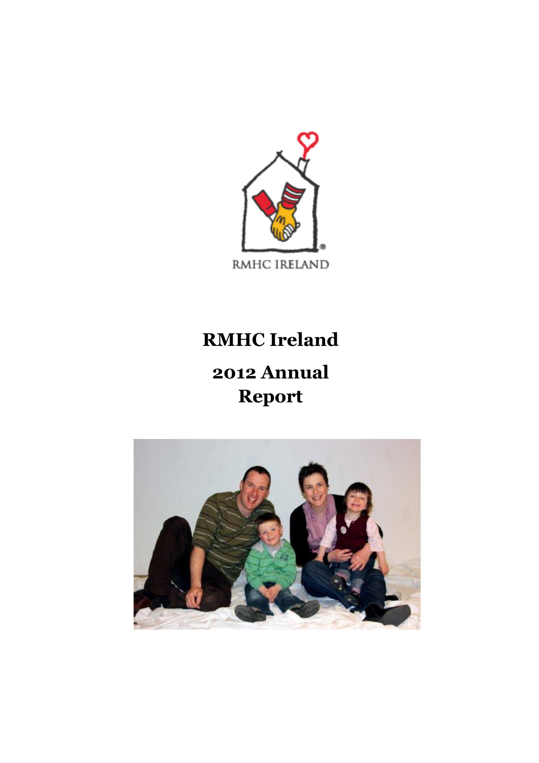RMHC IRELAND

# RMHC Ireland

# 2012 Annual Report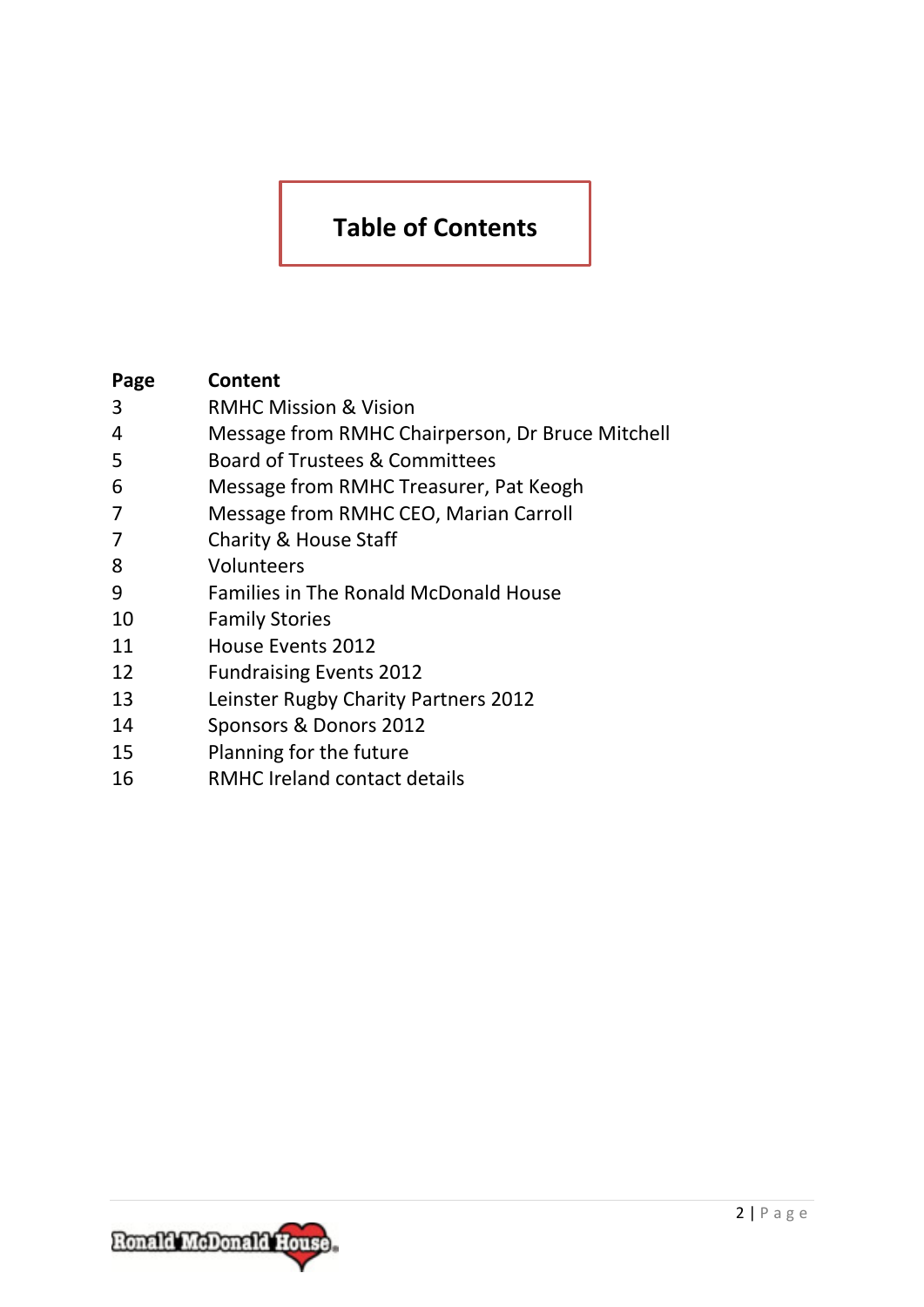# Table of Contents

| Page | Content |
|---|---|
| 3 | RMHC Mission & Vision |
| 4 | Message from RMHC Chairperson, Dr Bruce Mitchell |
| 5 | Board of Trustees & Committees |
| 6 | Message from RMHC Treasurer, Pat Keogh |
| 7 | Message from RMHC CEO, Marian Carroll |
| 7 | Charity & House Staff |
| 8 | Volunteers |
| 9 | Families in The Ronald McDonald House |
| 10 | Family Stories |
| 11 | House Events 2012 |
| 12 | Fundraising Events 2012 |
| 13 | Leinster Rugby Charity Partners 2012 |
| 14 | Sponsors & Donors 2012 |
| 15 | Planning for the future |
| 16 | RMHC Ireland contact details |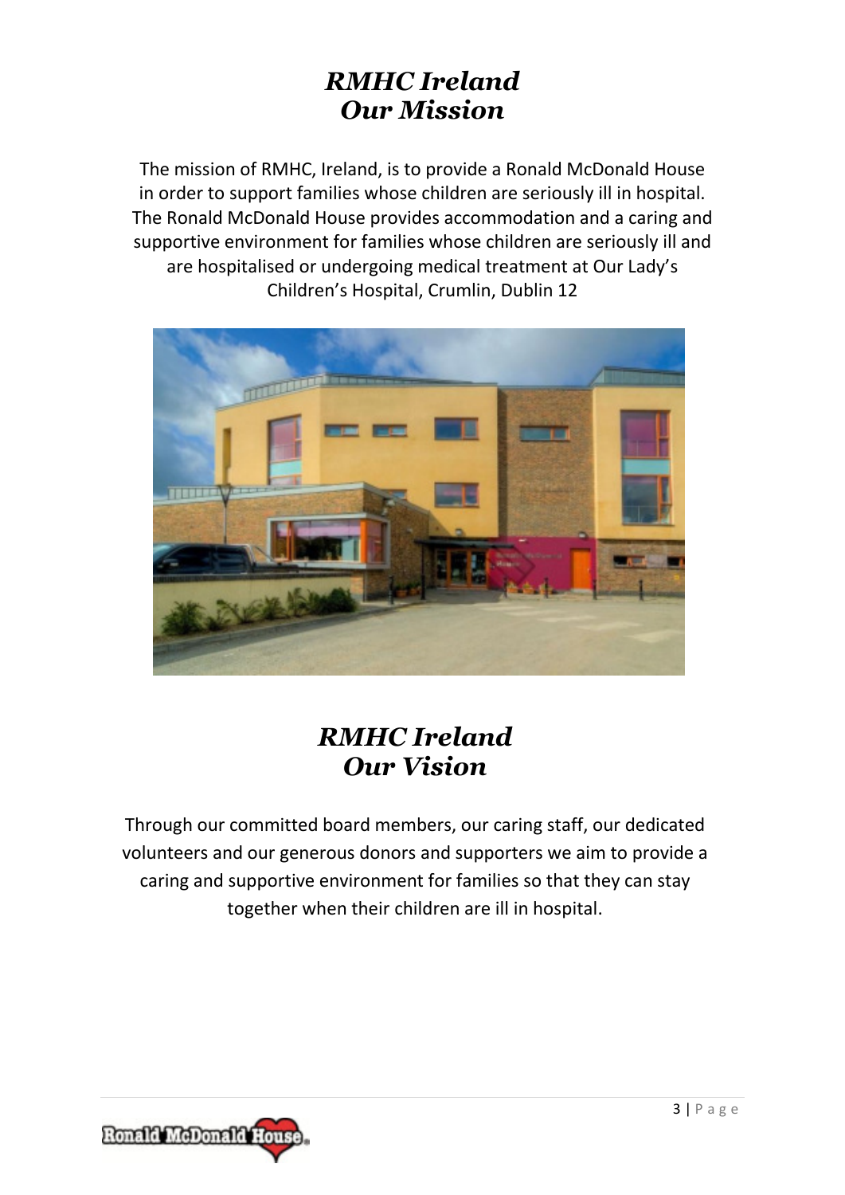## *RMHC Ireland*
## *Our Mission*

The mission of RMHC, Ireland, is to provide a Ronald McDonald House in order to support families whose children are seriously ill in hospital. The Ronald McDonald House provides accommodation and a caring and supportive environment for families whose children are seriously ill and are hospitalised or undergoing medical treatment at Our Lady's Children's Hospital, Crumlin, Dublin 12

## *RMHC Ireland*
## *Our Vision*

Through our committed board members, our caring staff, our dedicated volunteers and our generous donors and supporters we aim to provide a caring and supportive environment for families so that they can stay together when their children are ill in hospital.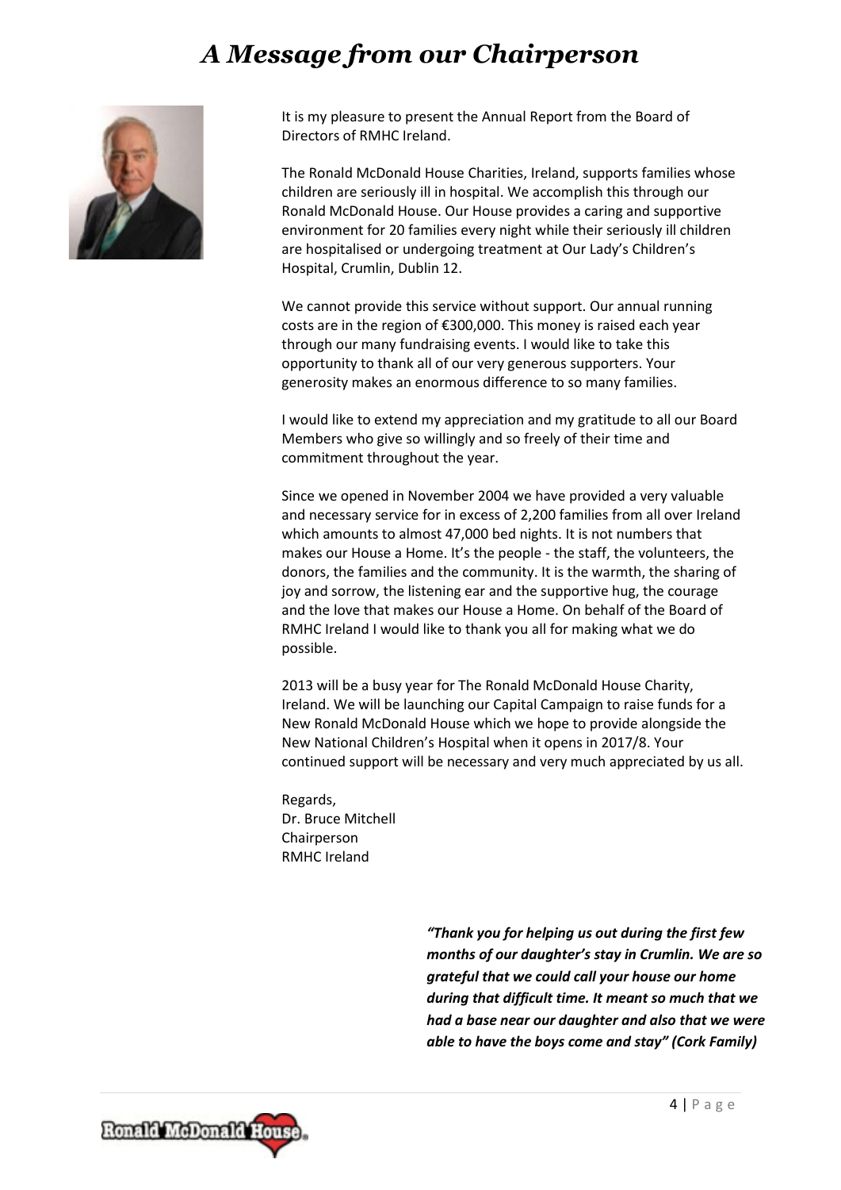# *A Message from our Chairperson*

It is my pleasure to present the Annual Report from the Board of Directors of RMHC Ireland.

The Ronald McDonald House Charities, Ireland, supports families whose children are seriously ill in hospital. We accomplish this through our Ronald McDonald House. Our House provides a caring and supportive environment for 20 families every night while their seriously ill children are hospitalised or undergoing treatment at Our Lady's Children's Hospital, Crumlin, Dublin 12.

We cannot provide this service without support. Our annual running costs are in the region of €300,000. This money is raised each year through our many fundraising events. I would like to take this opportunity to thank all of our very generous supporters. Your generosity makes an enormous difference to so many families.

I would like to extend my appreciation and my gratitude to all our Board Members who give so willingly and so freely of their time and commitment throughout the year.

Since we opened in November 2004 we have provided a very valuable and necessary service for in excess of 2,200 families from all over Ireland which amounts to almost 47,000 bed nights. It is not numbers that makes our House a Home. It's the people - the staff, the volunteers, the donors, the families and the community. It is the warmth, the sharing of joy and sorrow, the listening ear and the supportive hug, the courage and the love that makes our House a Home. On behalf of the Board of RMHC Ireland I would like to thank you all for making what we do possible.

2013 will be a busy year for The Ronald McDonald House Charity, Ireland. We will be launching our Capital Campaign to raise funds for a New Ronald McDonald House which we hope to provide alongside the New National Children's Hospital when it opens in 2017/8. Your continued support will be necessary and very much appreciated by us all.

Regards,
Dr. Bruce Mitchell
Chairperson
RMHC Ireland

***"Thank you for helping us out during the first few months of our daughter's stay in Crumlin. We are so grateful that we could call your house our home during that difficult time. It meant so much that we had a base near our daughter and also that we were able to have the boys come and stay" (Cork Family)***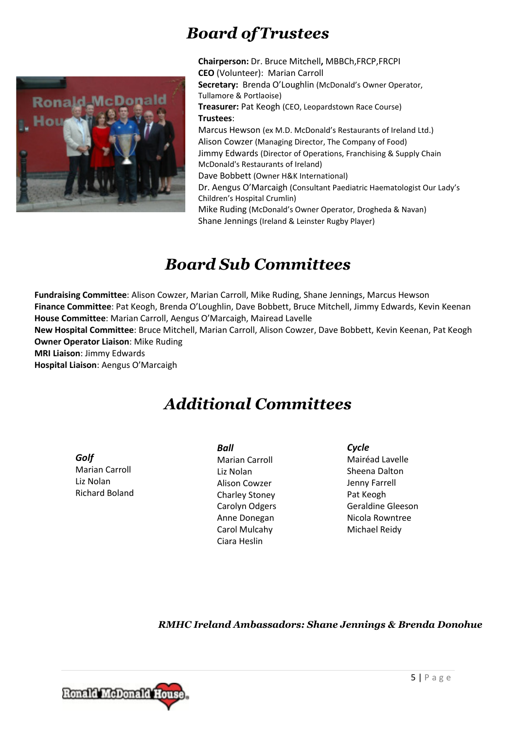# Board of Trustees

**Chairperson:** Dr. Bruce Mitchell**,** MBBCh,FRCP,FRCPI
**CEO** (Volunteer): Marian Carroll
**Secretary:** Brenda O'Loughlin (McDonald's Owner Operator, Tullamore & Portlaoise)
**Treasurer:** Pat Keogh (CEO, Leopardstown Race Course)
**Trustees**:
Marcus Hewson (ex M.D. McDonald's Restaurants of Ireland Ltd.)
Alison Cowzer (Managing Director, The Company of Food)
Jimmy Edwards (Director of Operations, Franchising & Supply Chain McDonald's Restaurants of Ireland)
Dave Bobbett (Owner H&K International)
Dr. Aengus O'Marcaigh (Consultant Paediatric Haematologist Our Lady's Children's Hospital Crumlin)
Mike Ruding (McDonald's Owner Operator, Drogheda & Navan)
Shane Jennings (Ireland & Leinster Rugby Player)

# Board Sub Committees

**Fundraising Committee**: Alison Cowzer, Marian Carroll, Mike Ruding, Shane Jennings, Marcus Hewson
**Finance Committee**: Pat Keogh, Brenda O'Loughlin, Dave Bobbett, Bruce Mitchell, Jimmy Edwards, Kevin Keenan
**House Committee**: Marian Carroll, Aengus O'Marcaigh, Mairead Lavelle
**New Hospital Committee**: Bruce Mitchell, Marian Carroll, Alison Cowzer, Dave Bobbett, Kevin Keenan, Pat Keogh
**Owner Operator Liaison**: Mike Ruding
**MRI Liaison**: Jimmy Edwards
**Hospital Liaison**: Aengus O'Marcaigh

# Additional Committees

***Golf***
Marian Carroll
Liz Nolan
Richard Boland

***Ball***
Marian Carroll
Liz Nolan
Alison Cowzer
Charley Stoney
Carolyn Odgers
Anne Donegan
Carol Mulcahy
Ciara Heslin

***Cycle***
Mairéad Lavelle
Sheena Dalton
Jenny Farrell
Pat Keogh
Geraldine Gleeson
Nicola Rowntree
Michael Reidy

***RMHC Ireland Ambassadors: Shane Jennings & Brenda Donohue***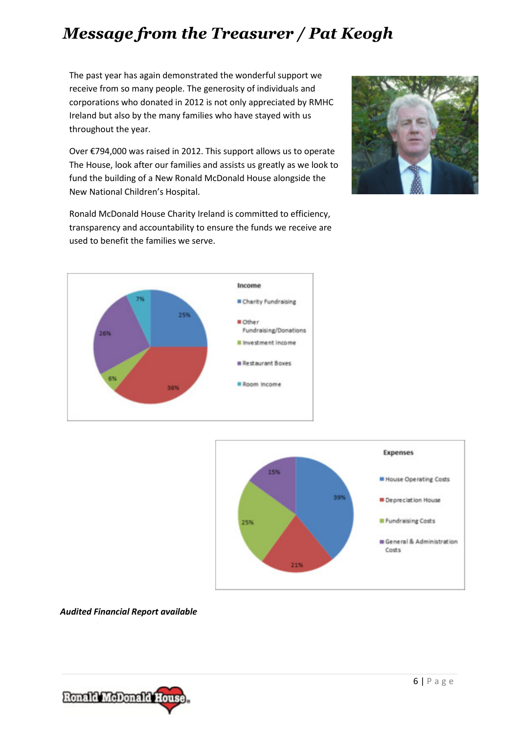# *Message from the Treasurer / Pat Keogh*

The past year has again demonstrated the wonderful support we receive from so many people. The generosity of individuals and corporations who donated in 2012 is not only appreciated by RMHC Ireland but also by the many families who have stayed with us throughout the year.

Over €794,000 was raised in 2012. This support allows us to operate The House, look after our families and assists us greatly as we look to fund the building of a New Ronald McDonald House alongside the New National Children's Hospital.

Ronald McDonald House Charity Ireland is committed to efficiency, transparency and accountability to ensure the funds we receive are used to benefit the families we serve.

**Income**

| Category | Share |
|---|---|
| Charity Fundraising | 25% |
| Other Fundraising/Donations | 36% |
| Investment Income | 6% |
| Restaurant Boxes | 26% |
| Room Income | 7% |

**Expenses**

| Category | Share |
|---|---|
| House Operating Costs | 39% |
| Depreciation House | 21% |
| Fundraising Costs | 25% |
| General & Administration Costs | 15% |

***Audited Financial Report available***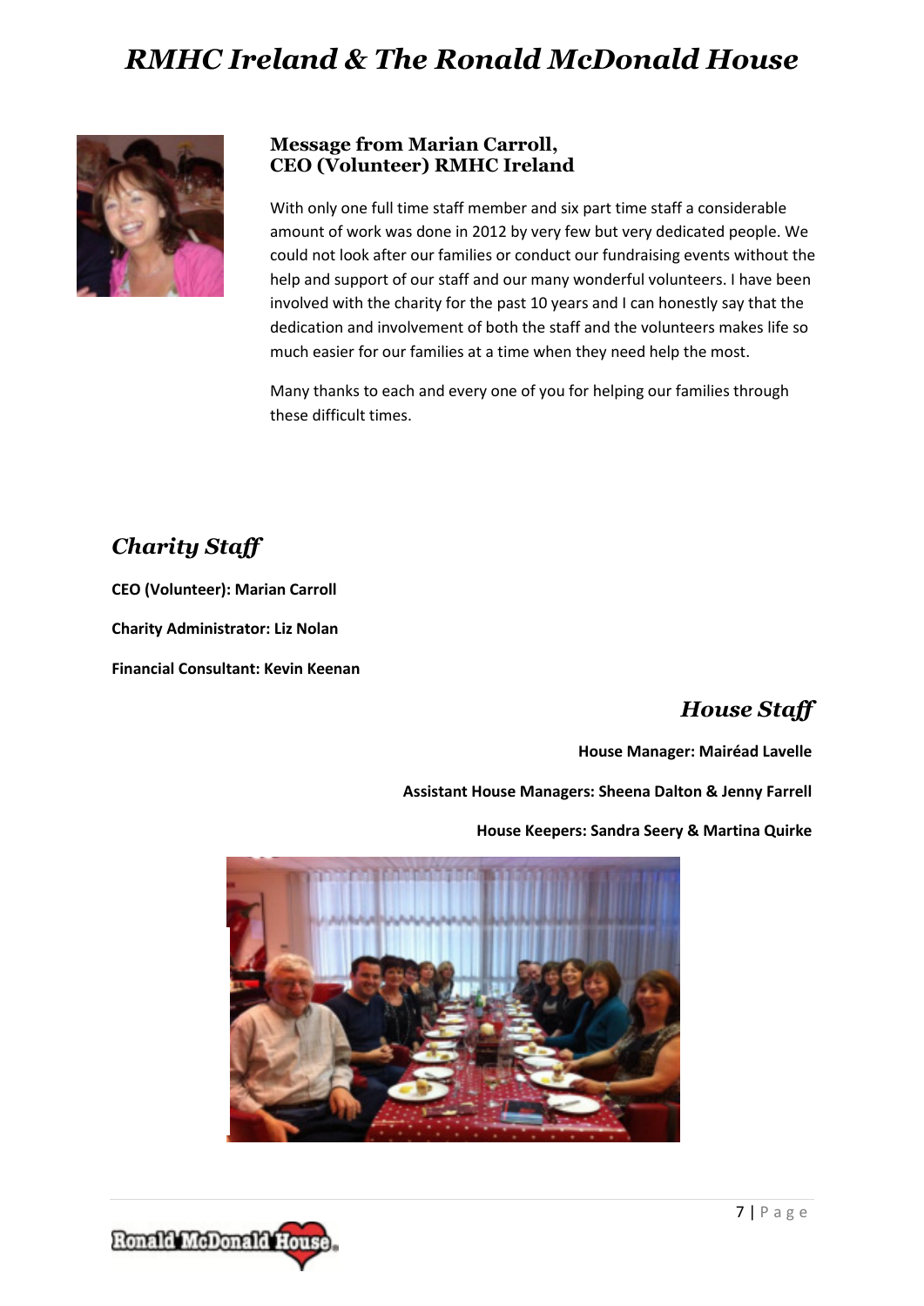# RMHC Ireland & The Ronald McDonald House

### Message from Marian Carroll, CEO (Volunteer) RMHC Ireland

With only one full time staff member and six part time staff a considerable amount of work was done in 2012 by very few but very dedicated people. We could not look after our families or conduct our fundraising events without the help and support of our staff and our many wonderful volunteers. I have been involved with the charity for the past 10 years and I can honestly say that the dedication and involvement of both the staff and the volunteers makes life so much easier for our families at a time when they need help the most.

Many thanks to each and every one of you for helping our families through these difficult times.

## *Charity Staff*

**CEO (Volunteer): Marian Carroll**

**Charity Administrator: Liz Nolan**

**Financial Consultant: Kevin Keenan**

## *House Staff*

**House Manager: Mairéad Lavelle**

**Assistant House Managers: Sheena Dalton & Jenny Farrell**

**House Keepers: Sandra Seery & Martina Quirke**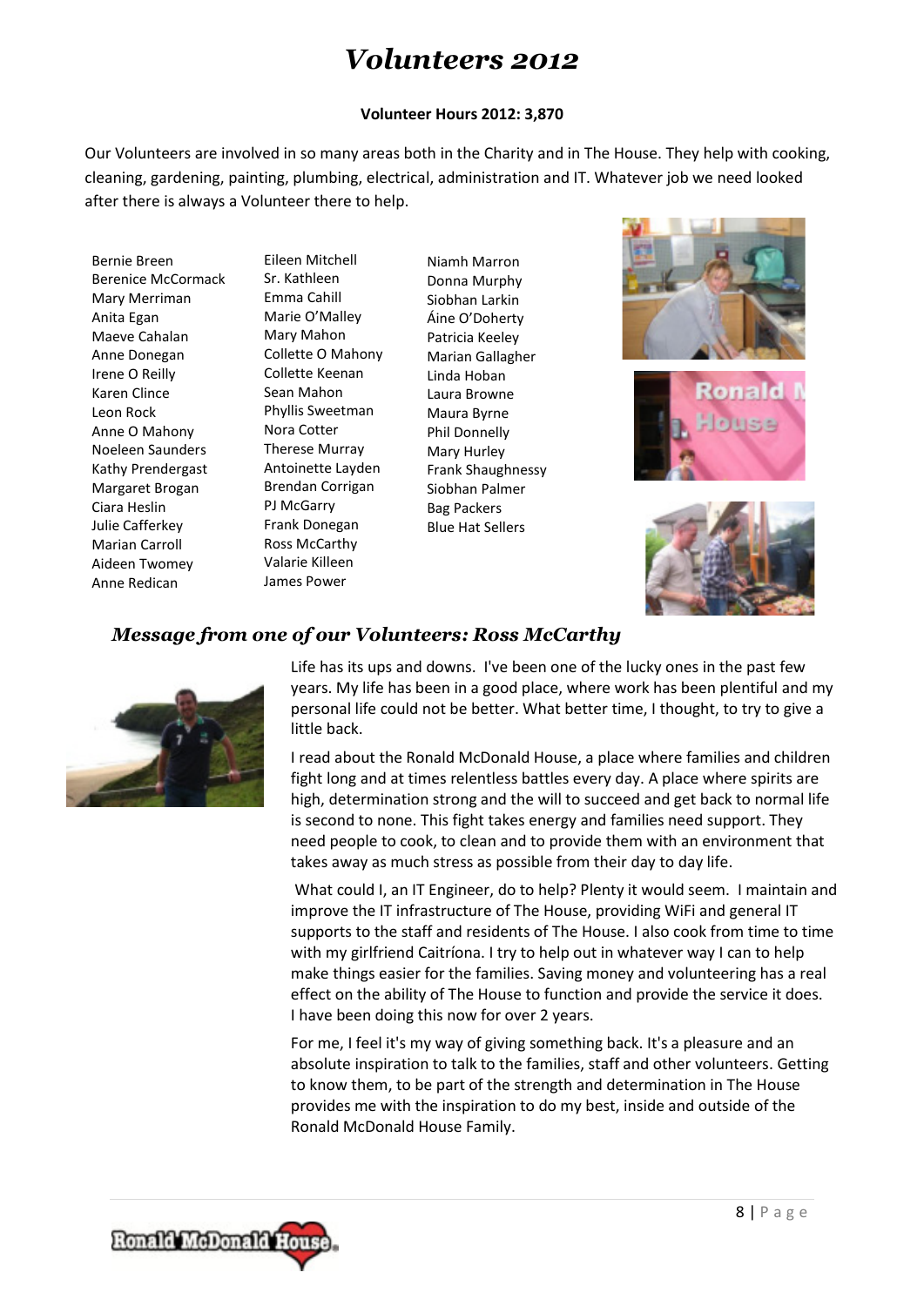# *Volunteers 2012*

**Volunteer Hours 2012: 3,870**

Our Volunteers are involved in so many areas both in the Charity and in The House. They help with cooking, cleaning, gardening, painting, plumbing, electrical, administration and IT. Whatever job we need looked after there is always a Volunteer there to help.

Bernie Breen
Berenice McCormack
Mary Merriman
Anita Egan
Maeve Cahalan
Anne Donegan
Irene O Reilly
Karen Clince
Leon Rock
Anne O Mahony
Noeleen Saunders
Kathy Prendergast
Margaret Brogan
Ciara Heslin
Julie Cafferkey
Marian Carroll
Aideen Twomey
Anne Redican
Eileen Mitchell
Sr. Kathleen
Emma Cahill
Marie O'Malley
Mary Mahon
Collette O Mahony
Collette Keenan
Sean Mahon
Phyllis Sweetman
Nora Cotter
Therese Murray
Antoinette Layden
Brendan Corrigan
PJ McGarry
Frank Donegan
Ross McCarthy
Valarie Killeen
James Power
Niamh Marron
Donna Murphy
Siobhan Larkin
Áine O'Doherty
Patricia Keeley
Marian Gallagher
Linda Hoban
Laura Browne
Maura Byrne
Phil Donnelly
Mary Hurley
Frank Shaughnessy
Siobhan Palmer
Bag Packers
Blue Hat Sellers

## *Message from one of our Volunteers: Ross McCarthy*

Life has its ups and downs. I've been one of the lucky ones in the past few years. My life has been in a good place, where work has been plentiful and my personal life could not be better. What better time, I thought, to try to give a little back.

I read about the Ronald McDonald House, a place where families and children fight long and at times relentless battles every day. A place where spirits are high, determination strong and the will to succeed and get back to normal life is second to none. This fight takes energy and families need support. They need people to cook, to clean and to provide them with an environment that takes away as much stress as possible from their day to day life.

What could I, an IT Engineer, do to help? Plenty it would seem. I maintain and improve the IT infrastructure of The House, providing WiFi and general IT supports to the staff and residents of The House. I also cook from time to time with my girlfriend Caitríona. I try to help out in whatever way I can to help make things easier for the families. Saving money and volunteering has a real effect on the ability of The House to function and provide the service it does. I have been doing this now for over 2 years.

For me, I feel it's my way of giving something back. It's a pleasure and an absolute inspiration to talk to the families, staff and other volunteers. Getting to know them, to be part of the strength and determination in The House provides me with the inspiration to do my best, inside and outside of the Ronald McDonald House Family.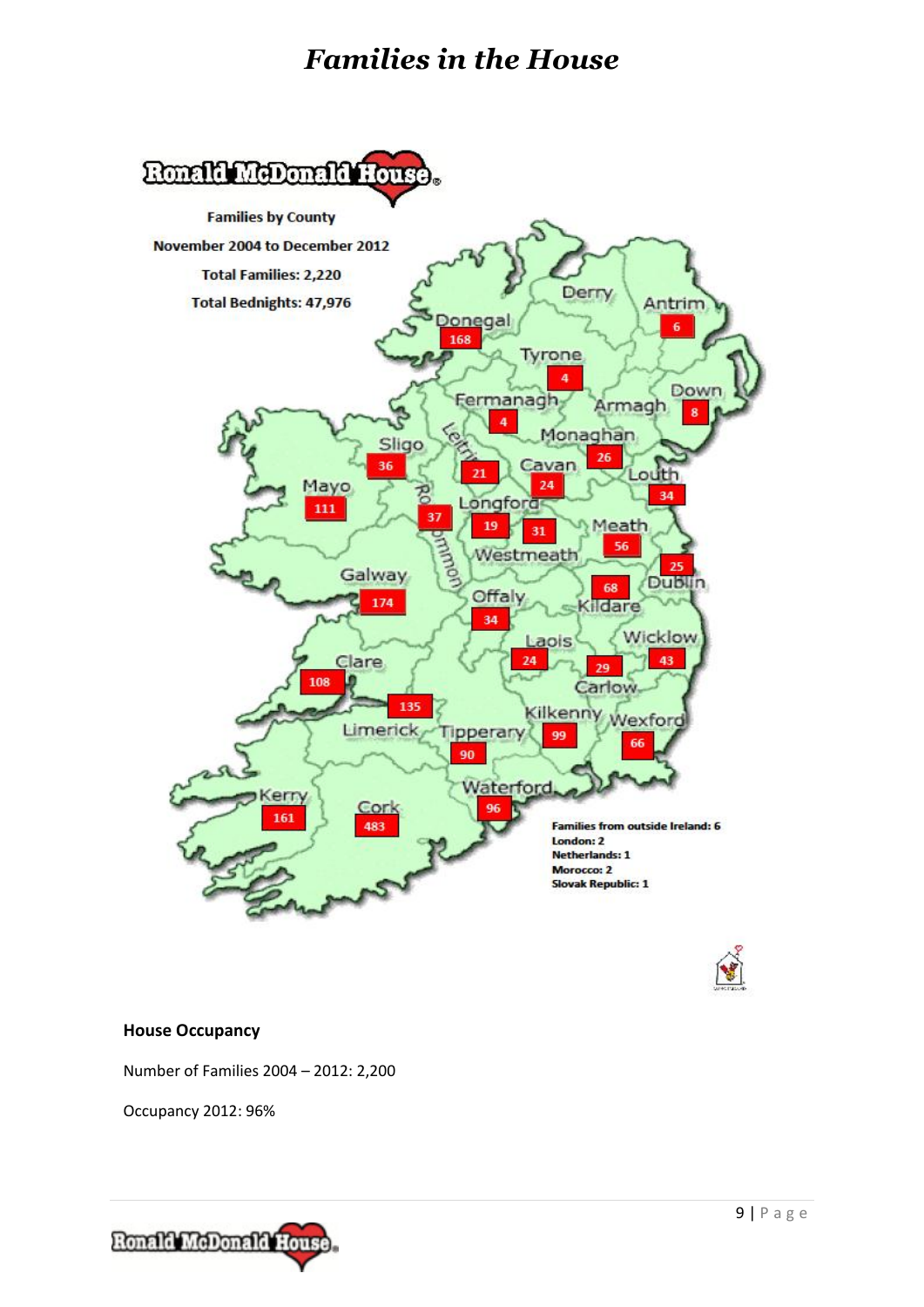# Families in the House

Ronald McDonald House

Families by County

November 2004 to December 2012

Total Families: 2,220

Total Bednights: 47,976

| County | Families |
| --- | --- |
| Donegal | 168 |
| Derry | |
| Antrim | 6 |
| Tyrone | 4 |
| Fermanagh | 4 |
| Armagh | |
| Down | 8 |
| Monaghan | 26 |
| Sligo | 36 |
| Leitrim | 21 |
| Cavan | 24 |
| Louth | 34 |
| Mayo | 111 |
| Roscommon | 37 |
| Longford | 19 |
| Westmeath | 31 |
| Meath | 56 |
| Dublin | 25 |
| Galway | 174 |
| Kildare | 68 |
| Offaly | 34 |
| Laois | 24 |
| Wicklow | 43 |
| Carlow | 29 |
| Clare | 108 |
| Limerick | 135 |
| Tipperary | 90 |
| Kilkenny | 99 |
| Wexford | 66 |
| Kerry | 161 |
| Cork | 483 |
| Waterford | 96 |

Families from outside Ireland: 6
London: 2
Netherlands: 1
Morocco: 2
Slovak Republic: 1

**House Occupancy**

Number of Families 2004 – 2012: 2,200

Occupancy 2012: 96%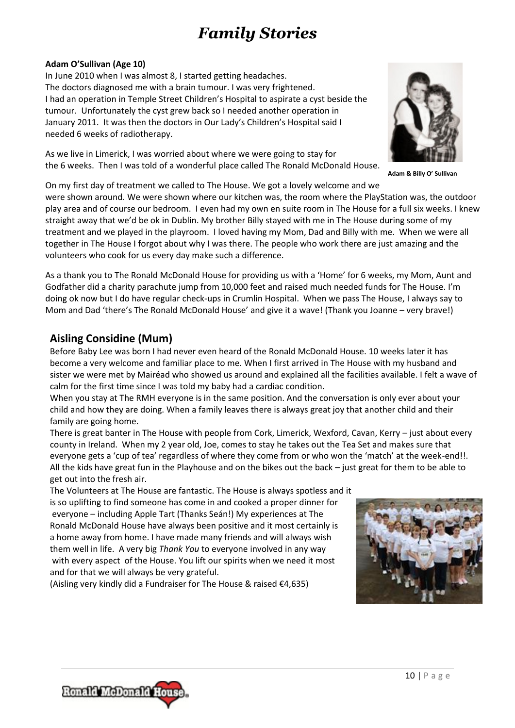# *Family Stories*

**Adam O'Sullivan (Age 10)**

In June 2010 when I was almost 8, I started getting headaches. The doctors diagnosed me with a brain tumour. I was very frightened. I had an operation in Temple Street Children's Hospital to aspirate a cyst beside the tumour. Unfortunately the cyst grew back so I needed another operation in January 2011. It was then the doctors in Our Lady's Children's Hospital said I needed 6 weeks of radiotherapy.

As we live in Limerick, I was worried about where we were going to stay for the 6 weeks. Then I was told of a wonderful place called The Ronald McDonald House.

**Adam & Billy O' Sullivan**

On my first day of treatment we called to The House. We got a lovely welcome and we were shown around. We were shown where our kitchen was, the room where the PlayStation was, the outdoor play area and of course our bedroom. I even had my own en suite room in The House for a full six weeks. I knew straight away that we'd be ok in Dublin. My brother Billy stayed with me in The House during some of my treatment and we played in the playroom. I loved having my Mom, Dad and Billy with me. When we were all together in The House I forgot about why I was there. The people who work there are just amazing and the volunteers who cook for us every day make such a difference.

As a thank you to The Ronald McDonald House for providing us with a 'Home' for 6 weeks, my Mom, Aunt and Godfather did a charity parachute jump from 10,000 feet and raised much needed funds for The House. I'm doing ok now but I do have regular check-ups in Crumlin Hospital. When we pass The House, I always say to Mom and Dad 'there's The Ronald McDonald House' and give it a wave! (Thank you Joanne – very brave!)

## Aisling Considine (Mum)

Before Baby Lee was born I had never even heard of the Ronald McDonald House. 10 weeks later it has become a very welcome and familiar place to me. When I first arrived in The House with my husband and sister we were met by Mairéad who showed us around and explained all the facilities available. I felt a wave of calm for the first time since I was told my baby had a cardiac condition.

When you stay at The RMH everyone is in the same position. And the conversation is only ever about your child and how they are doing. When a family leaves there is always great joy that another child and their family are going home.

There is great banter in The House with people from Cork, Limerick, Wexford, Cavan, Kerry – just about every county in Ireland. When my 2 year old, Joe, comes to stay he takes out the Tea Set and makes sure that everyone gets a 'cup of tea' regardless of where they come from or who won the 'match' at the week-end!!. All the kids have great fun in the Playhouse and on the bikes out the back – just great for them to be able to get out into the fresh air.

The Volunteers at The House are fantastic. The House is always spotless and it is so uplifting to find someone has come in and cooked a proper dinner for everyone – including Apple Tart (Thanks Seán!) My experiences at The Ronald McDonald House have always been positive and it most certainly is a home away from home. I have made many friends and will always wish them well in life. A very big *Thank You* to everyone involved in any way with every aspect of the House. You lift our spirits when we need it most and for that we will always be very grateful.

(Aisling very kindly did a Fundraiser for The House & raised €4,635)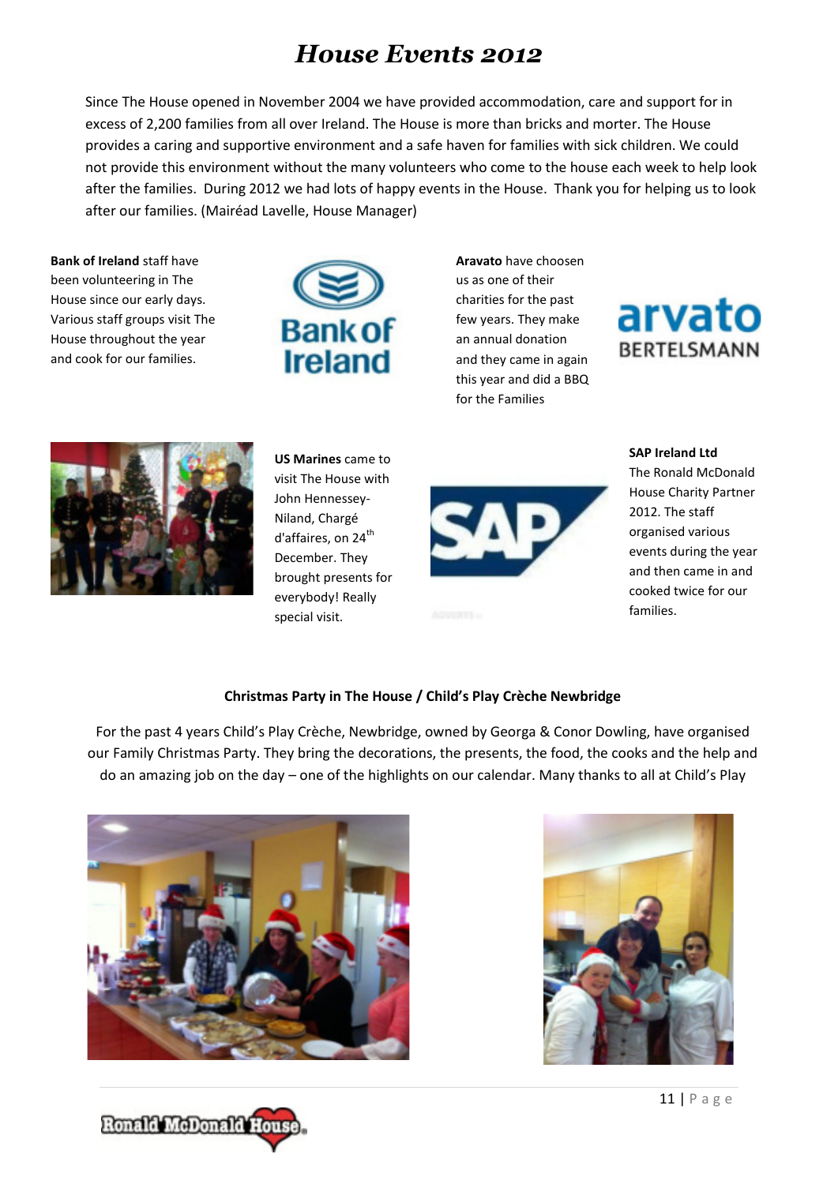# *House Events 2012*

Since The House opened in November 2004 we have provided accommodation, care and support for in excess of 2,200 families from all over Ireland. The House is more than bricks and morter. The House provides a caring and supportive environment and a safe haven for families with sick children. We could not provide this environment without the many volunteers who come to the house each week to help look after the families. During 2012 we had lots of happy events in the House. Thank you for helping us to look after our families. (Mairéad Lavelle, House Manager)

**Bank of Ireland** staff have been volunteering in The House since our early days. Various staff groups visit The House throughout the year and cook for our families.

**Aravato** have choosen us as one of their charities for the past few years. They make an annual donation and they came in again this year and did a BBQ for the Families

**US Marines** came to visit The House with John Hennessey-Niland, Chargé d'affaires, on 24th December. They brought presents for everybody! Really special visit.

**SAP Ireland Ltd**
The Ronald McDonald House Charity Partner 2012. The staff organised various events during the year and then came in and cooked twice for our families.

**Christmas Party in The House / Child's Play Crèche Newbridge**

For the past 4 years Child's Play Crèche, Newbridge, owned by Georga & Conor Dowling, have organised our Family Christmas Party. They bring the decorations, the presents, the food, the cooks and the help and do an amazing job on the day – one of the highlights on our calendar. Many thanks to all at Child's Play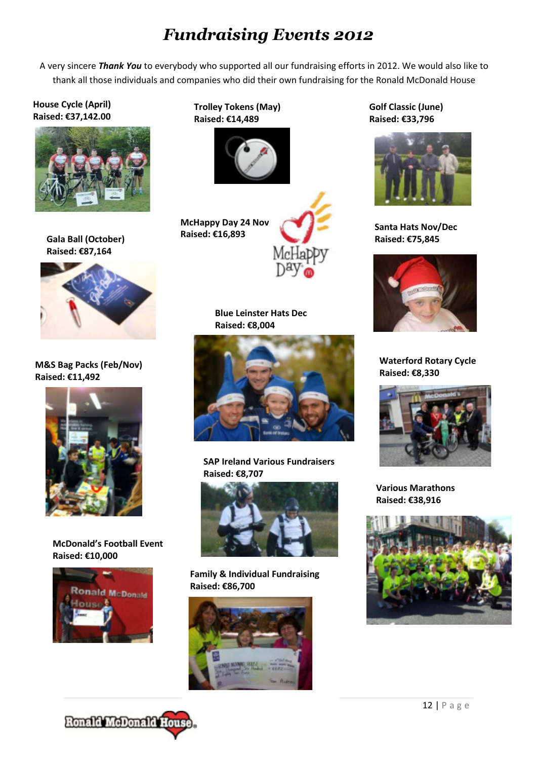# *Fundraising Events 2012*

A very sincere ***Thank You*** to everybody who supported all our fundraising efforts in 2012. We would also like to thank all those individuals and companies who did their own fundraising for the Ronald McDonald House

**House Cycle (April)**
**Raised: €37,142.00**

**Trolley Tokens (May)**
**Raised: €14,489**

**Golf Classic (June)**
**Raised: €33,796**

**Gala Ball (October)**
**Raised: €87,164**

**McHappy Day 24 Nov**
**Raised: €16,893**

**Santa Hats Nov/Dec**
**Raised: €75,845**

**Blue Leinster Hats Dec**
**Raised: €8,004**

**M&S Bag Packs (Feb/Nov)**
**Raised: €11,492**

**Waterford Rotary Cycle**
**Raised: €8,330**

**SAP Ireland Various Fundraisers**
**Raised: €8,707**

**Various Marathons**
**Raised: €38,916**

**McDonald's Football Event**
**Raised: €10,000**

**Family & Individual Fundraising**
**Raised: €86,700**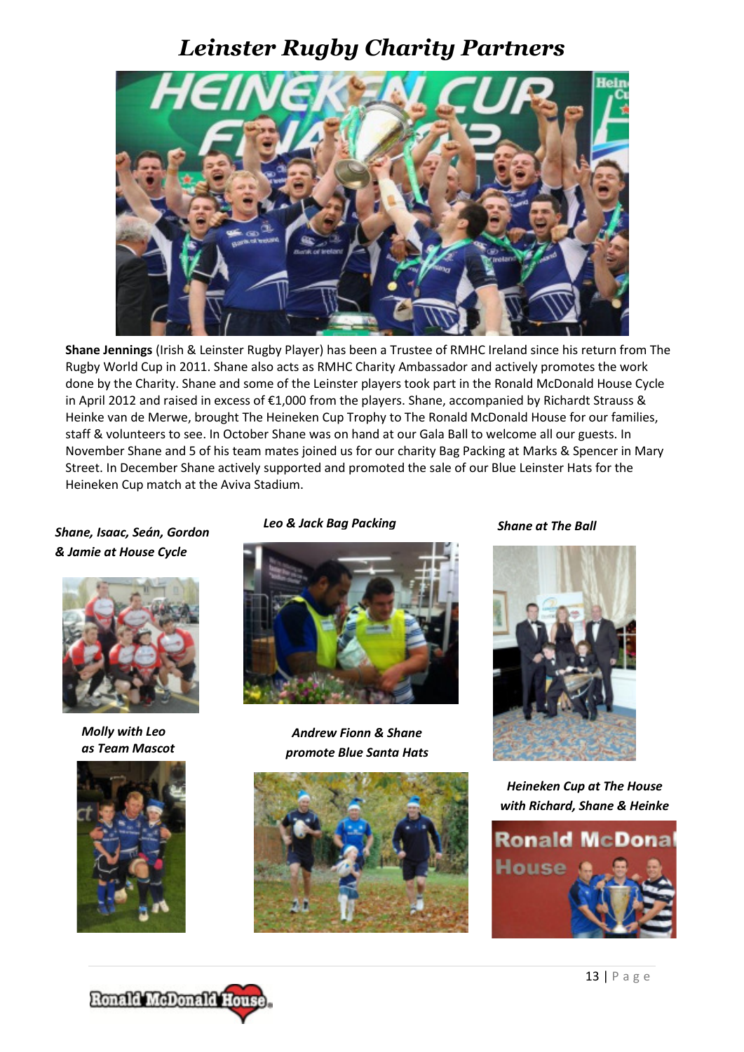# *Leinster Rugby Charity Partners*

**Shane Jennings** (Irish & Leinster Rugby Player) has been a Trustee of RMHC Ireland since his return from The Rugby World Cup in 2011. Shane also acts as RMHC Charity Ambassador and actively promotes the work done by the Charity. Shane and some of the Leinster players took part in the Ronald McDonald House Cycle in April 2012 and raised in excess of €1,000 from the players. Shane, accompanied by Richardt Strauss & Heinke van de Merwe, brought The Heineken Cup Trophy to The Ronald McDonald House for our families, staff & volunteers to see. In October Shane was on hand at our Gala Ball to welcome all our guests. In November Shane and 5 of his team mates joined us for our charity Bag Packing at Marks & Spencer in Mary Street. In December Shane actively supported and promoted the sale of our Blue Leinster Hats for the Heineken Cup match at the Aviva Stadium.

***Shane, Isaac, Seán, Gordon & Jamie at House Cycle***

***Leo & Jack Bag Packing***

***Shane at The Ball***

***Molly with Leo as Team Mascot***

***Andrew Fionn & Shane promote Blue Santa Hats***

***Heineken Cup at The House with Richard, Shane & Heinke***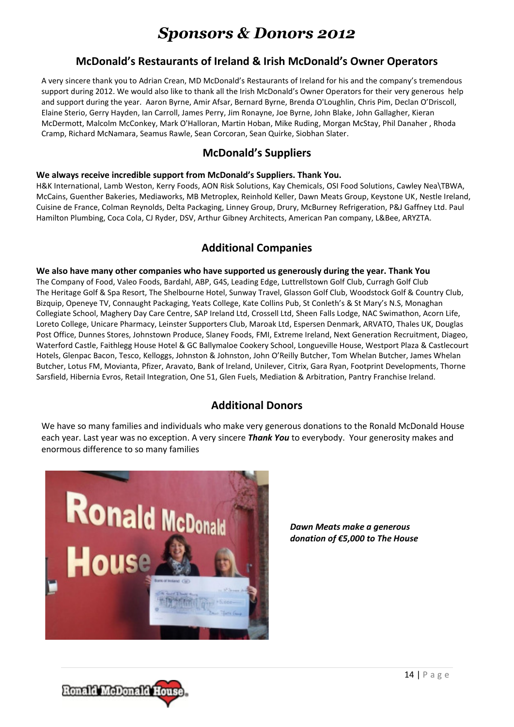# *Sponsors & Donors 2012*

## McDonald's Restaurants of Ireland & Irish McDonald's Owner Operators

A very sincere thank you to Adrian Crean, MD McDonald's Restaurants of Ireland for his and the company's tremendous support during 2012. We would also like to thank all the Irish McDonald's Owner Operators for their very generous help and support during the year. Aaron Byrne, Amir Afsar, Bernard Byrne, Brenda O'Loughlin, Chris Pim, Declan O'Driscoll, Elaine Sterio, Gerry Hayden, Ian Carroll, James Perry, Jim Ronayne, Joe Byrne, John Blake, John Gallagher, Kieran McDermott, Malcolm McConkey, Mark O'Halloran, Martin Hoban, Mike Ruding, Morgan McStay, Phil Danaher , Rhoda Cramp, Richard McNamara, Seamus Rawle, Sean Corcoran, Sean Quirke, Siobhan Slater.

## McDonald's Suppliers

**We always receive incredible support from McDonald's Suppliers. Thank You.**

H&K International, Lamb Weston, Kerry Foods, AON Risk Solutions, Kay Chemicals, OSI Food Solutions, Cawley Nea\TBWA, McCains, Guenther Bakeries, Mediaworks, MB Metroplex, Reinhold Keller, Dawn Meats Group, Keystone UK, Nestle Ireland, Cuisine de France, Colman Reynolds, Delta Packaging, Linney Group, Drury, McBurney Refrigeration, P&J Gaffney Ltd. Paul Hamilton Plumbing, Coca Cola, CJ Ryder, DSV, Arthur Gibney Architects, American Pan company, L&Bee, ARYZTA.

## Additional Companies

**We also have many other companies who have supported us generously during the year. Thank You**

The Company of Food, Valeo Foods, Bardahl, ABP, G4S, Leading Edge, Luttrellstown Golf Club, Curragh Golf Club The Heritage Golf & Spa Resort, The Shelbourne Hotel, Sunway Travel, Glasson Golf Club, Woodstock Golf & Country Club, Bizquip, Openeye TV, Connaught Packaging, Yeats College, Kate Collins Pub, St Conleth's & St Mary's N.S, Monaghan Collegiate School, Maghery Day Care Centre, SAP Ireland Ltd, Crossell Ltd, Sheen Falls Lodge, NAC Swimathon, Acorn Life, Loreto College, Unicare Pharmacy, Leinster Supporters Club, Maroak Ltd, Espersen Denmark, ARVATO, Thales UK, Douglas Post Office, Dunnes Stores, Johnstown Produce, Slaney Foods, FMI, Extreme Ireland, Next Generation Recruitment, Diageo, Waterford Castle, Faithlegg House Hotel & GC Ballymaloe Cookery School, Longueville House, Westport Plaza & Castlecourt Hotels, Glenpac Bacon, Tesco, Kelloggs, Johnston & Johnston, John O'Reilly Butcher, Tom Whelan Butcher, James Whelan Butcher, Lotus FM, Movianta, Pfizer, Aravato, Bank of Ireland, Unilever, Citrix, Gara Ryan, Footprint Developments, Thorne Sarsfield, Hibernia Evros, Retail Integration, One 51, Glen Fuels, Mediation & Arbitration, Pantry Franchise Ireland.

## Additional Donors

We have so many families and individuals who make very generous donations to the Ronald McDonald House each year. Last year was no exception. A very sincere ***Thank You*** to everybody. Your generosity makes and enormous difference to so many families

***Dawn Meats make a generous donation of €5,000 to The House***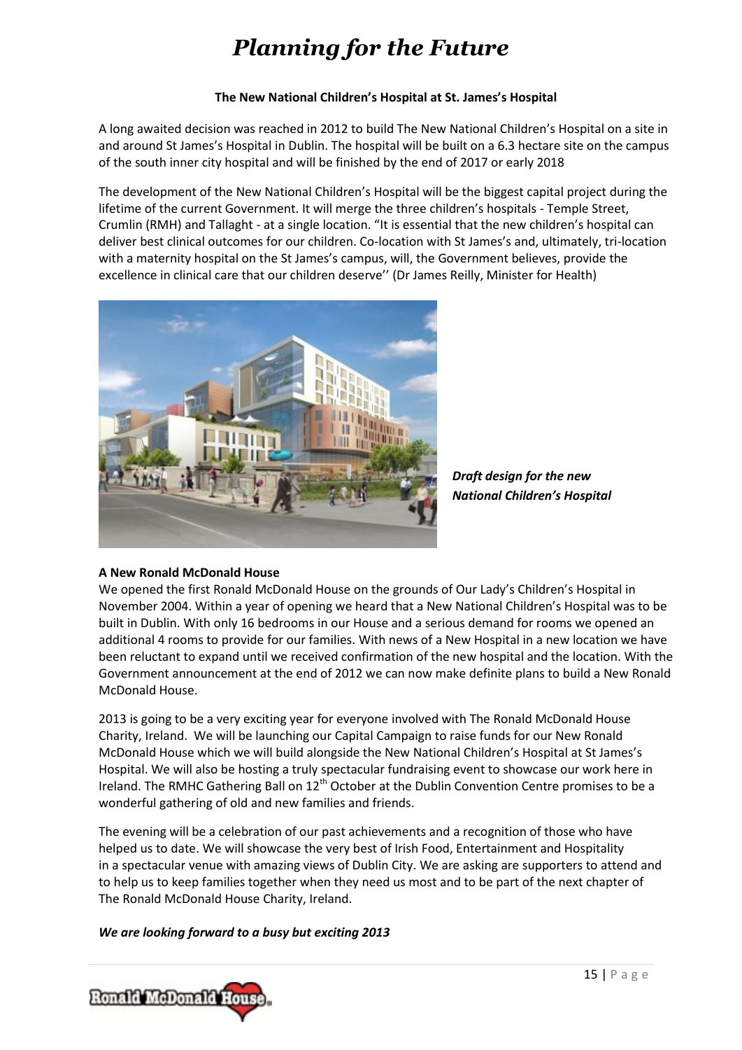# *Planning for the Future*

**The New National Children's Hospital at St. James's Hospital**

A long awaited decision was reached in 2012 to build The New National Children's Hospital on a site in and around St James's Hospital in Dublin. The hospital will be built on a 6.3 hectare site on the campus of the south inner city hospital and will be finished by the end of 2017 or early 2018

The development of the New National Children's Hospital will be the biggest capital project during the lifetime of the current Government. It will merge the three children's hospitals - Temple Street, Crumlin (RMH) and Tallaght - at a single location. "It is essential that the new children's hospital can deliver best clinical outcomes for our children. Co-location with St James's and, ultimately, tri-location with a maternity hospital on the St James's campus, will, the Government believes, provide the excellence in clinical care that our children deserve'' (Dr James Reilly, Minister for Health)

***Draft design for the new National Children's Hospital***

**A New Ronald McDonald House**

We opened the first Ronald McDonald House on the grounds of Our Lady's Children's Hospital in November 2004. Within a year of opening we heard that a New National Children's Hospital was to be built in Dublin. With only 16 bedrooms in our House and a serious demand for rooms we opened an additional 4 rooms to provide for our families. With news of a New Hospital in a new location we have been reluctant to expand until we received confirmation of the new hospital and the location. With the Government announcement at the end of 2012 we can now make definite plans to build a New Ronald McDonald House.

2013 is going to be a very exciting year for everyone involved with The Ronald McDonald House Charity, Ireland. We will be launching our Capital Campaign to raise funds for our New Ronald McDonald House which we will build alongside the New National Children's Hospital at St James's Hospital. We will also be hosting a truly spectacular fundraising event to showcase our work here in Ireland. The RMHC Gathering Ball on 12th October at the Dublin Convention Centre promises to be a wonderful gathering of old and new families and friends.

The evening will be a celebration of our past achievements and a recognition of those who have helped us to date. We will showcase the very best of Irish Food, Entertainment and Hospitality in a spectacular venue with amazing views of Dublin City. We are asking are supporters to attend and to help us to keep families together when they need us most and to be part of the next chapter of The Ronald McDonald House Charity, Ireland.

***We are looking forward to a busy but exciting 2013***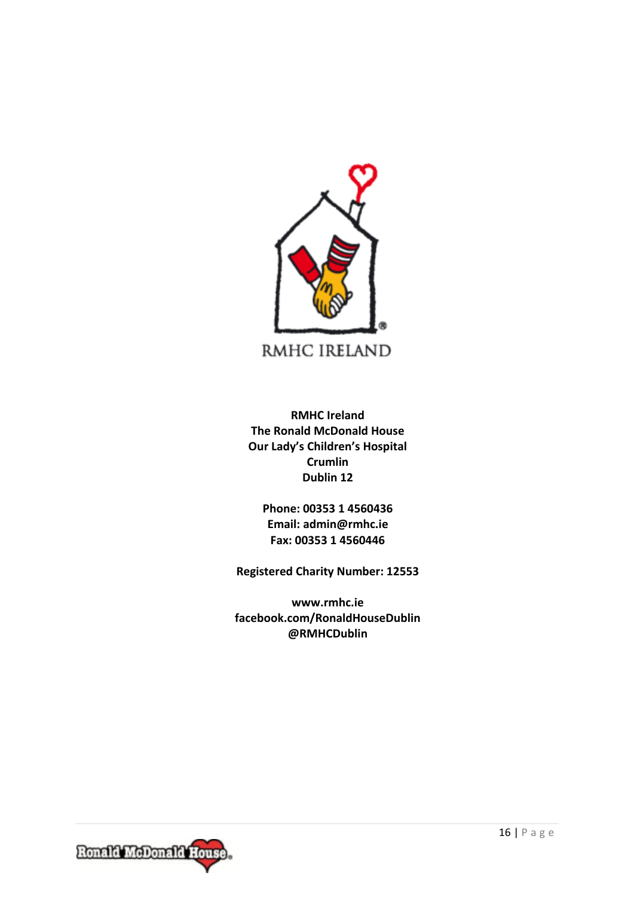RMHC IRELAND

**RMHC Ireland**
**The Ronald McDonald House**
**Our Lady's Children's Hospital**
**Crumlin**
**Dublin 12**

**Phone: 00353 1 4560436**
**Email: admin@rmhc.ie**
**Fax: 00353 1 4560446**

**Registered Charity Number: 12553**

**www.rmhc.ie**
**facebook.com/RonaldHouseDublin**
**@RMHCDublin**